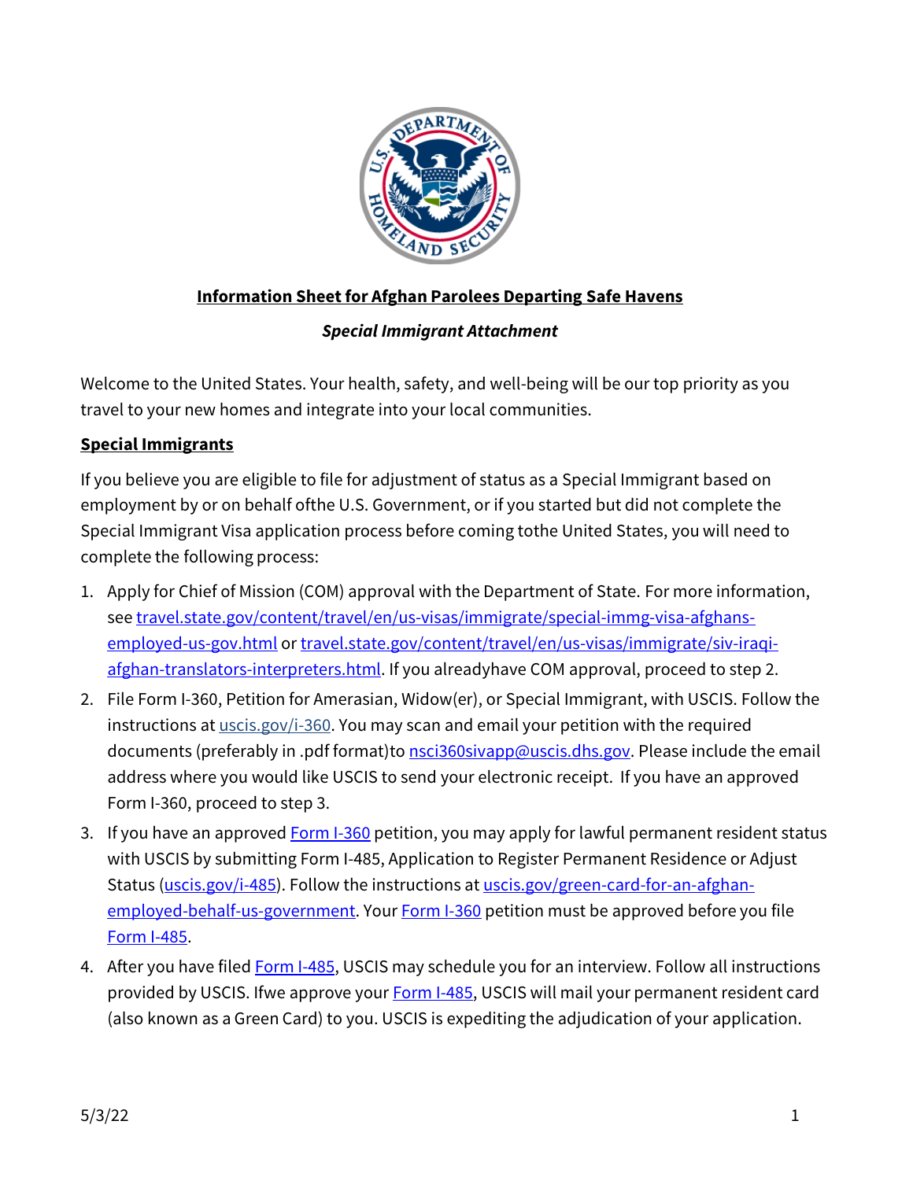# Information Sheet for Afghan Parolees Departing Safe Havens

## *Special Immigrant Attachment*

Welcome to the United States. Your health, safety, and well-being will be our top priority as you travel to your new homes and integrate into your local communities.

### Special Immigrants

If you believe you are eligible to file for adjustment of status as a Special Immigrant based on employment by or on behalf ofthe U.S. Government, or if you started but did not complete the Special Immigrant Visa application process before coming tothe United States, you will need to complete the following process:

1. Apply for Chief of Mission (COM) approval with the Department of State. For more information, see travel.state.gov/content/travel/en/us-visas/immigrate/special-immg-visa-afghans-employed-us-gov.html or travel.state.gov/content/travel/en/us-visas/immigrate/siv-iraqi-afghan-translators-interpreters.html. If you alreadyhave COM approval, proceed to step 2.
2. File Form I-360, Petition for Amerasian, Widow(er), or Special Immigrant, with USCIS. Follow the instructions at uscis.gov/i-360. You may scan and email your petition with the required documents (preferably in .pdf format)to nsci360sivapp@uscis.dhs.gov. Please include the email address where you would like USCIS to send your electronic receipt. If you have an approved Form I-360, proceed to step 3.
3. If you have an approved Form I-360 petition, you may apply for lawful permanent resident status with USCIS by submitting Form I-485, Application to Register Permanent Residence or Adjust Status (uscis.gov/i-485). Follow the instructions at uscis.gov/green-card-for-an-afghan-employed-behalf-us-government. Your Form I-360 petition must be approved before you file Form I-485.
4. After you have filed Form I-485, USCIS may schedule you for an interview. Follow all instructions provided by USCIS. Ifwe approve your Form I-485, USCIS will mail your permanent resident card (also known as a Green Card) to you. USCIS is expediting the adjudication of your application.

5/3/22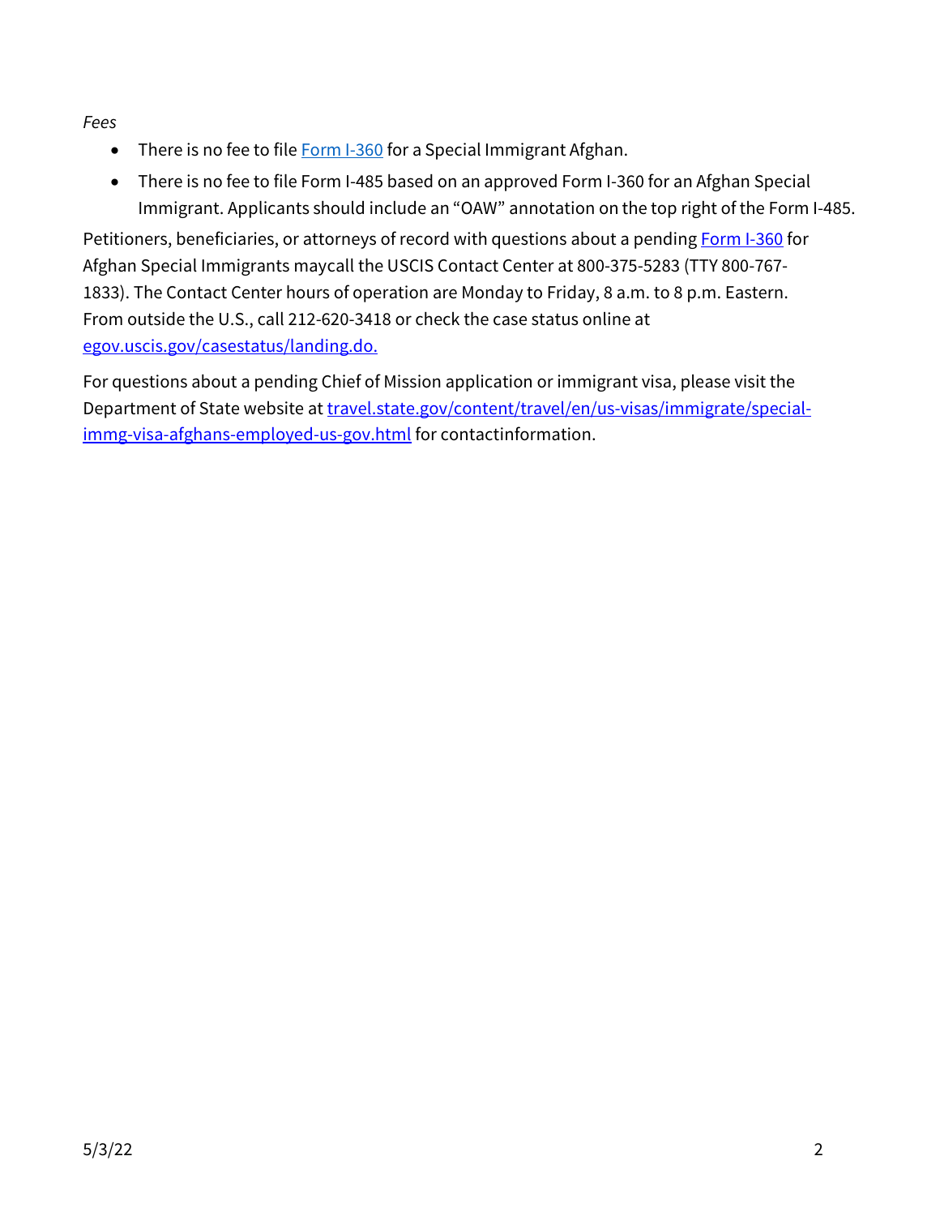*Fees*

- There is no fee to file [Form I-360](Form I-360) for a Special Immigrant Afghan.
- There is no fee to file Form I-485 based on an approved Form I-360 for an Afghan Special Immigrant. Applicants should include an "OAW" annotation on the top right of the Form I-485.

Petitioners, beneficiaries, or attorneys of record with questions about a pending Form I-360 for Afghan Special Immigrants maycall the USCIS Contact Center at 800-375-5283 (TTY 800-767-1833). The Contact Center hours of operation are Monday to Friday, 8 a.m. to 8 p.m. Eastern. From outside the U.S., call 212-620-3418 or check the case status online at egov.uscis.gov/casestatus/landing.do.

For questions about a pending Chief of Mission application or immigrant visa, please visit the Department of State website at travel.state.gov/content/travel/en/us-visas/immigrate/special-immg-visa-afghans-employed-us-gov.html for contactinformation.